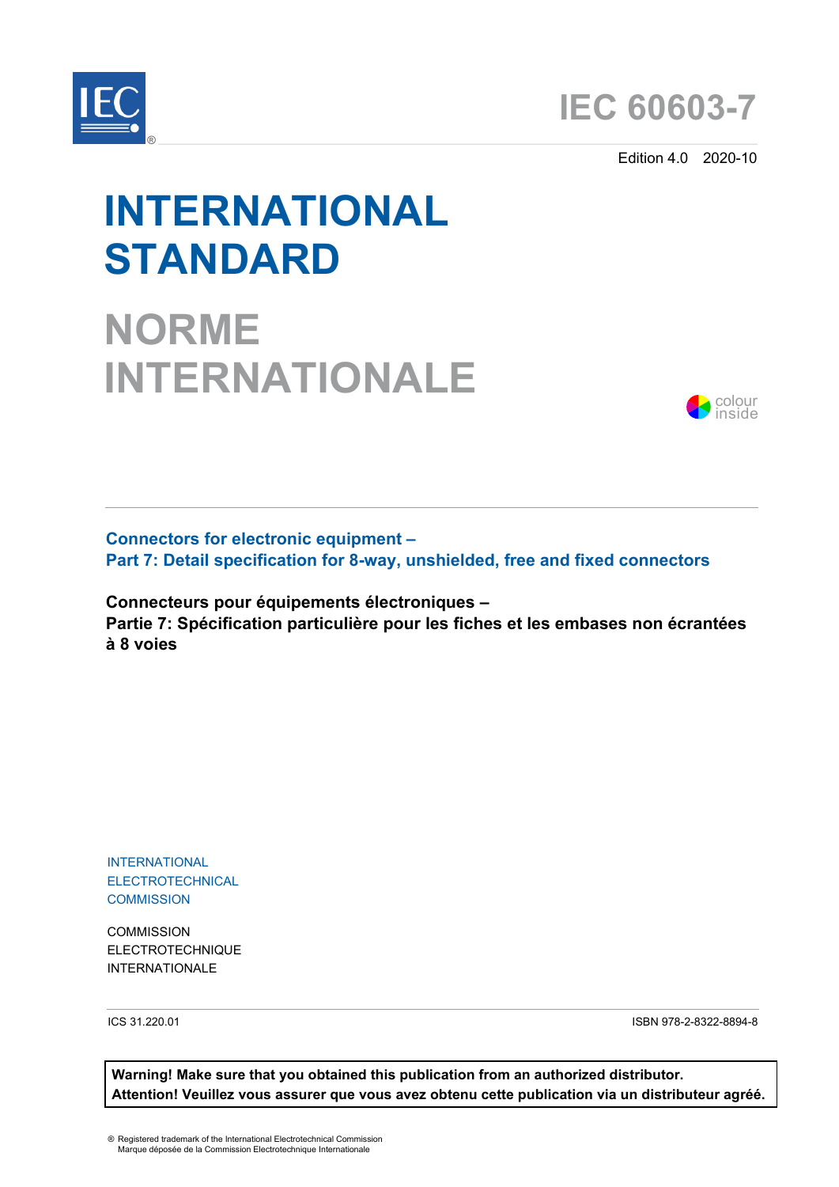# IEC 60603-7

Edition 4.0 2020-10

# INTERNATIONAL STANDARD

# NORME INTERNATIONALE

colour inside

## Connectors for electronic equipment –
## Part 7: Detail specification for 8-way, unshielded, free and fixed connectors

**Connecteurs pour équipements électroniques –**
**Partie 7: Spécification particulière pour les fiches et les embases non écrantées à 8 voies**

INTERNATIONAL
ELECTROTECHNICAL
COMMISSION

COMMISSION
ELECTROTECHNIQUE
INTERNATIONALE

ICS 31.220.01

ISBN 978-2-8322-8894-8

**Warning! Make sure that you obtained this publication from an authorized distributor.**
**Attention! Veuillez vous assurer que vous avez obtenu cette publication via un distributeur agréé.**

® Registered trademark of the International Electrotechnical Commission
Marque déposée de la Commission Electrotechnique Internationale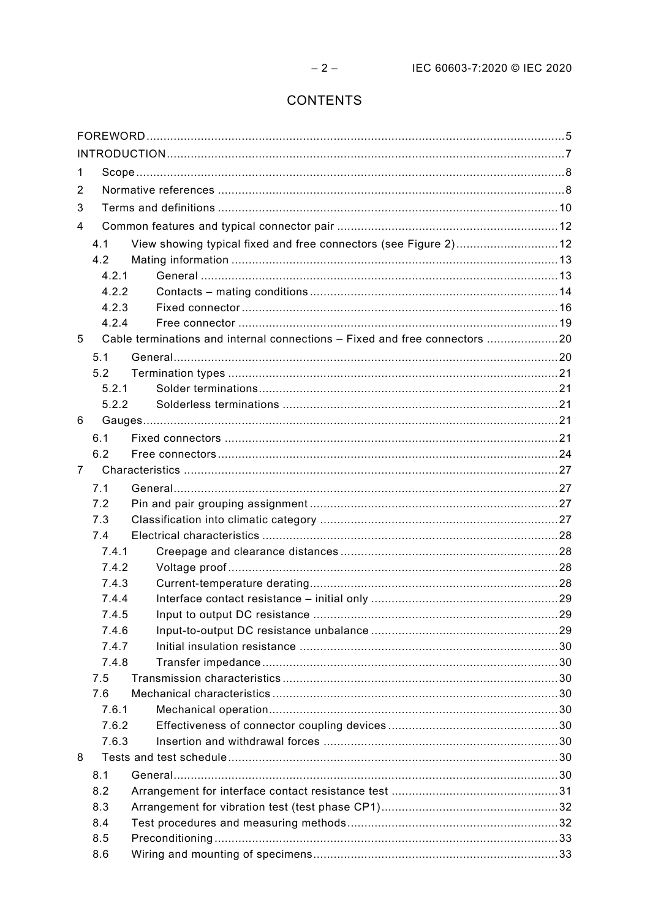# CONTENTS

FOREWORD .......... 5

INTRODUCTION .......... 7

1 Scope .......... 8

2 Normative references .......... 8

3 Terms and definitions .......... 10

4 Common features and typical connector pair .......... 12

- 4.1 View showing typical fixed and free connectors (see Figure 2) .......... 12
- 4.2 Mating information .......... 13
  - 4.2.1 General .......... 13
  - 4.2.2 Contacts – mating conditions .......... 14
  - 4.2.3 Fixed connector .......... 16
  - 4.2.4 Free connector .......... 19

5 Cable terminations and internal connections – Fixed and free connectors .......... 20

- 5.1 General .......... 20
- 5.2 Termination types .......... 21
  - 5.2.1 Solder terminations .......... 21
  - 5.2.2 Solderless terminations .......... 21

6 Gauges .......... 21

- 6.1 Fixed connectors .......... 21
- 6.2 Free connectors .......... 24

7 Characteristics .......... 27

- 7.1 General .......... 27
- 7.2 Pin and pair grouping assignment .......... 27
- 7.3 Classification into climatic category .......... 27
- 7.4 Electrical characteristics .......... 28
  - 7.4.1 Creepage and clearance distances .......... 28
  - 7.4.2 Voltage proof .......... 28
  - 7.4.3 Current-temperature derating .......... 28
  - 7.4.4 Interface contact resistance – initial only .......... 29
  - 7.4.5 Input to output DC resistance .......... 29
  - 7.4.6 Input-to-output DC resistance unbalance .......... 29
  - 7.4.7 Initial insulation resistance .......... 30
  - 7.4.8 Transfer impedance .......... 30
- 7.5 Transmission characteristics .......... 30
- 7.6 Mechanical characteristics .......... 30
  - 7.6.1 Mechanical operation .......... 30
  - 7.6.2 Effectiveness of connector coupling devices .......... 30
  - 7.6.3 Insertion and withdrawal forces .......... 30

8 Tests and test schedule .......... 30

- 8.1 General .......... 30
- 8.2 Arrangement for interface contact resistance test .......... 31
- 8.3 Arrangement for vibration test (test phase CP1) .......... 32
- 8.4 Test procedures and measuring methods .......... 32
- 8.5 Preconditioning .......... 33
- 8.6 Wiring and mounting of specimens .......... 33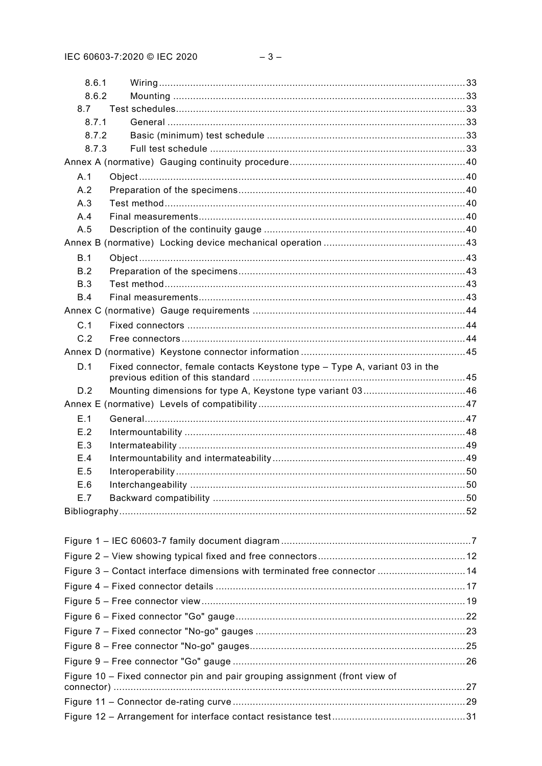8.6.1 Wiring ........................................................................................................33
8.6.2 Mounting ....................................................................................................33
8.7 Test schedules..................................................................................................33
8.7.1 General ......................................................................................................33
8.7.2 Basic (minimum) test schedule .....................................................................33
8.7.3 Full test schedule ........................................................................................33
Annex A (normative) Gauging continuity procedure.............................................................40
A.1 Object ................................................................................................................40
A.2 Preparation of the specimens...............................................................................40
A.3 Test method........................................................................................................40
A.4 Final measurements............................................................................................40
A.5 Description of the continuity gauge .....................................................................40
Annex B (normative) Locking device mechanical operation ..................................................43
B.1 Object ................................................................................................................43
B.2 Preparation of the specimens...............................................................................43
B.3 Test method........................................................................................................43
B.4 Final measurements............................................................................................43
Annex C (normative) Gauge requirements ...........................................................................44
C.1 Fixed connectors ................................................................................................44
C.2 Free connectors ..................................................................................................44
Annex D (normative) Keystone connector information ..........................................................45
D.1 Fixed connector, female contacts Keystone type – Type A, variant 03 in the previous edition of this standard ..........................................................................45
D.2 Mounting dimensions for type A, Keystone type variant 03....................................46
Annex E (normative) Levels of compatibility .........................................................................47
E.1 General...............................................................................................................47
E.2 Intermountability .................................................................................................48
E.3 Intermateability ...................................................................................................49
E.4 Intermountability and intermateability...................................................................49
E.5 Interoperability....................................................................................................50
E.6 Interchangeability ...............................................................................................50
E.7 Backward compatibility .......................................................................................50
Bibliography.........................................................................................................................52

Figure 1 – IEC 60603-7 family document diagram ...................................................................7
Figure 2 – View showing typical fixed and free connectors....................................................12
Figure 3 – Contact interface dimensions with terminated free connector ...............................14
Figure 4 – Fixed connector details .......................................................................................17
Figure 5 – Free connector view............................................................................................19
Figure 6 – Fixed connector "Go" gauge ................................................................................22
Figure 7 – Fixed connector "No-go" gauges ..........................................................................23
Figure 8 – Free connector "No-go" gauges............................................................................25
Figure 9 – Free connector "Go" gauge ..................................................................................26
Figure 10 – Fixed connector pin and pair grouping assignment (front view of connector) ..........................................................................................................................27
Figure 11 – Connector de-rating curve .................................................................................29
Figure 12 – Arrangement for interface contact resistance test ..............................................31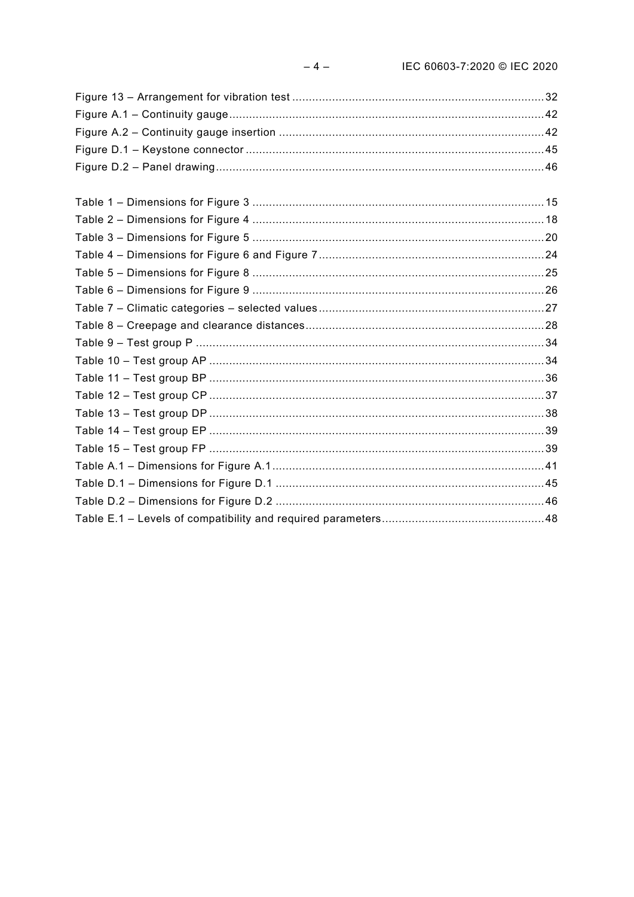Figure 13 – Arrangement for vibration test ........................................................................... 32
Figure A.1 – Continuity gauge ............................................................................................. 42
Figure A.2 – Continuity gauge insertion ............................................................................... 42
Figure D.1 – Keystone connector ......................................................................................... 45
Figure D.2 – Panel drawing .................................................................................................. 46

Table 1 – Dimensions for Figure 3 ....................................................................................... 15
Table 2 – Dimensions for Figure 4 ....................................................................................... 18
Table 3 – Dimensions for Figure 5 ....................................................................................... 20
Table 4 – Dimensions for Figure 6 and Figure 7 ................................................................... 24
Table 5 – Dimensions for Figure 8 ....................................................................................... 25
Table 6 – Dimensions for Figure 9 ....................................................................................... 26
Table 7 – Climatic categories – selected values ................................................................... 27
Table 8 – Creepage and clearance distances ....................................................................... 28
Table 9 – Test group P ........................................................................................................ 34
Table 10 – Test group AP .................................................................................................... 34
Table 11 – Test group BP .................................................................................................... 36
Table 12 – Test group CP .................................................................................................... 37
Table 13 – Test group DP .................................................................................................... 38
Table 14 – Test group EP .................................................................................................... 39
Table 15 – Test group FP .................................................................................................... 39
Table A.1 – Dimensions for Figure A.1 ................................................................................. 41
Table D.1 – Dimensions for Figure D.1 ................................................................................ 45
Table D.2 – Dimensions for Figure D.2 ................................................................................ 46
Table E.1 – Levels of compatibility and required parameters ................................................ 48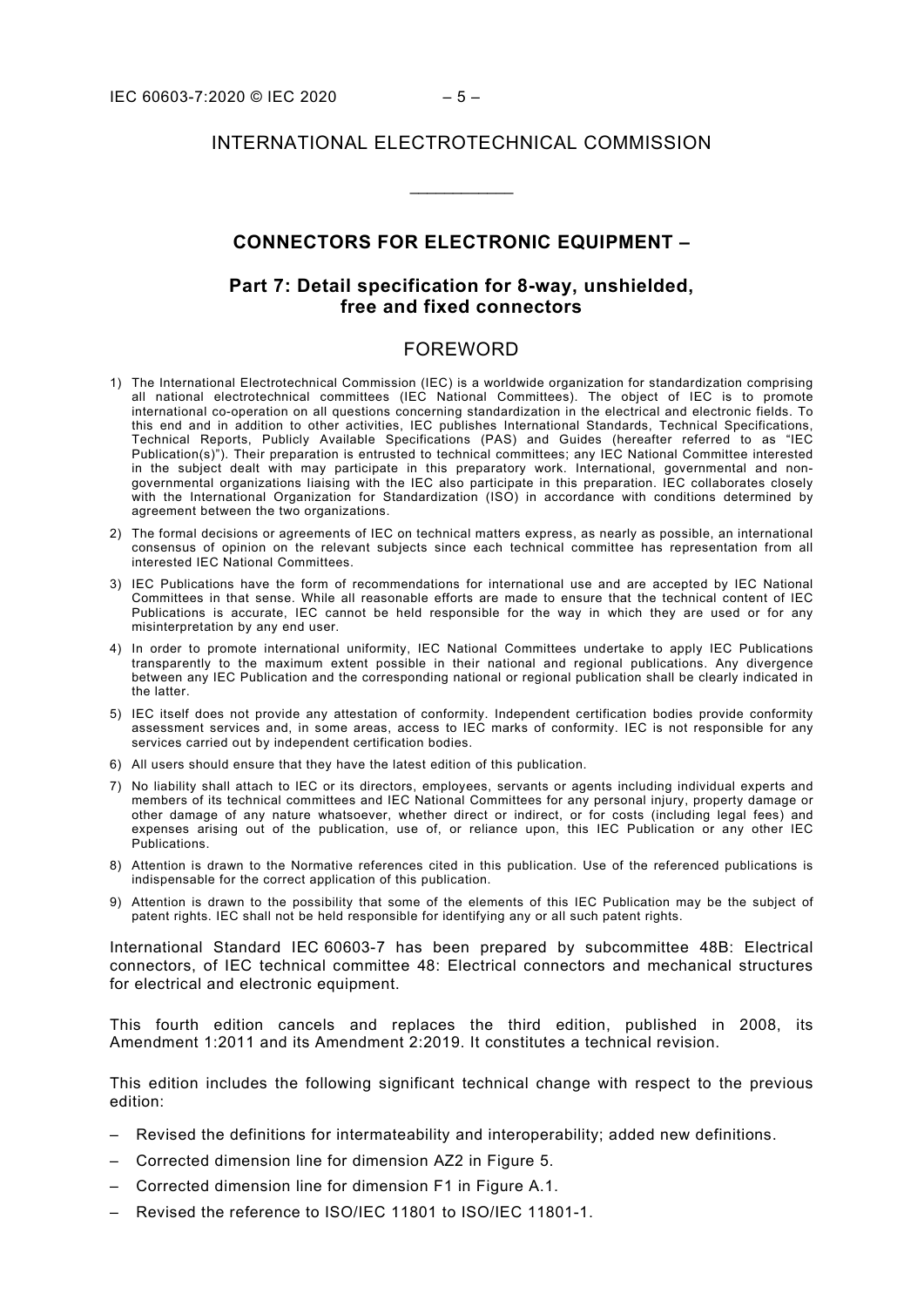# INTERNATIONAL ELECTROTECHNICAL COMMISSION

___________

## CONNECTORS FOR ELECTRONIC EQUIPMENT –

## Part 7: Detail specification for 8-way, unshielded, free and fixed connectors

## FOREWORD

1) The International Electrotechnical Commission (IEC) is a worldwide organization for standardization comprising all national electrotechnical committees (IEC National Committees). The object of IEC is to promote international co-operation on all questions concerning standardization in the electrical and electronic fields. To this end and in addition to other activities, IEC publishes International Standards, Technical Specifications, Technical Reports, Publicly Available Specifications (PAS) and Guides (hereafter referred to as "IEC Publication(s)"). Their preparation is entrusted to technical committees; any IEC National Committee interested in the subject dealt with may participate in this preparatory work. International, governmental and non-governmental organizations liaising with the IEC also participate in this preparation. IEC collaborates closely with the International Organization for Standardization (ISO) in accordance with conditions determined by agreement between the two organizations.
2) The formal decisions or agreements of IEC on technical matters express, as nearly as possible, an international consensus of opinion on the relevant subjects since each technical committee has representation from all interested IEC National Committees.
3) IEC Publications have the form of recommendations for international use and are accepted by IEC National Committees in that sense. While all reasonable efforts are made to ensure that the technical content of IEC Publications is accurate, IEC cannot be held responsible for the way in which they are used or for any misinterpretation by any end user.
4) In order to promote international uniformity, IEC National Committees undertake to apply IEC Publications transparently to the maximum extent possible in their national and regional publications. Any divergence between any IEC Publication and the corresponding national or regional publication shall be clearly indicated in the latter.
5) IEC itself does not provide any attestation of conformity. Independent certification bodies provide conformity assessment services and, in some areas, access to IEC marks of conformity. IEC is not responsible for any services carried out by independent certification bodies.
6) All users should ensure that they have the latest edition of this publication.
7) No liability shall attach to IEC or its directors, employees, servants or agents including individual experts and members of its technical committees and IEC National Committees for any personal injury, property damage or other damage of any nature whatsoever, whether direct or indirect, or for costs (including legal fees) and expenses arising out of the publication, use of, or reliance upon, this IEC Publication or any other IEC Publications.
8) Attention is drawn to the Normative references cited in this publication. Use of the referenced publications is indispensable for the correct application of this publication.
9) Attention is drawn to the possibility that some of the elements of this IEC Publication may be the subject of patent rights. IEC shall not be held responsible for identifying any or all such patent rights.

International Standard IEC 60603-7 has been prepared by subcommittee 48B: Electrical connectors, of IEC technical committee 48: Electrical connectors and mechanical structures for electrical and electronic equipment.

This fourth edition cancels and replaces the third edition, published in 2008, its Amendment 1:2011 and its Amendment 2:2019. It constitutes a technical revision.

This edition includes the following significant technical change with respect to the previous edition:

– Revised the definitions for intermateability and interoperability; added new definitions.
– Corrected dimension line for dimension AZ2 in Figure 5.
– Corrected dimension line for dimension F1 in Figure A.1.
– Revised the reference to ISO/IEC 11801 to ISO/IEC 11801-1.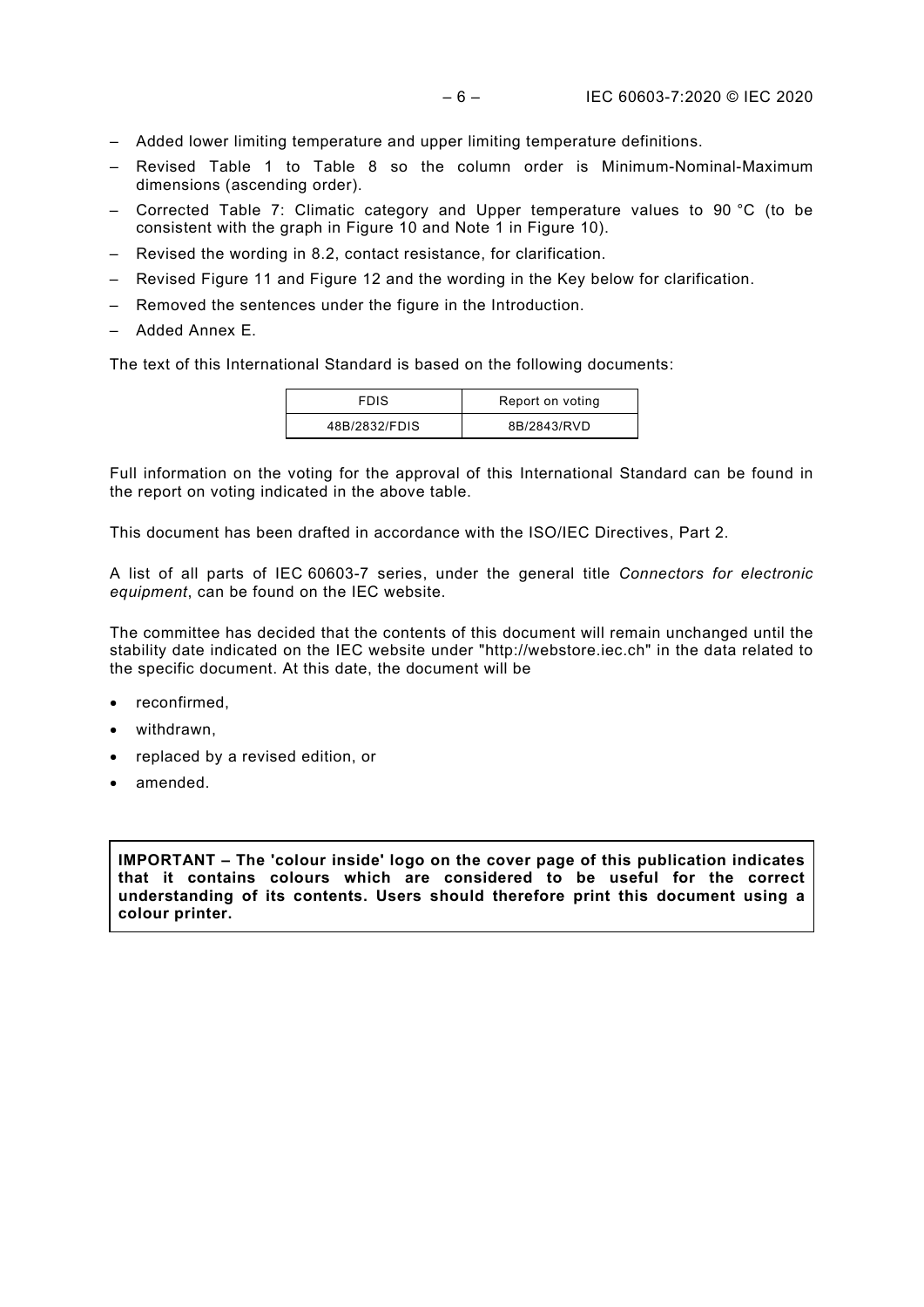- Added lower limiting temperature and upper limiting temperature definitions.
- Revised Table 1 to Table 8 so the column order is Minimum-Nominal-Maximum dimensions (ascending order).
- Corrected Table 7: Climatic category and Upper temperature values to 90 °C (to be consistent with the graph in Figure 10 and Note 1 in Figure 10).
- Revised the wording in 8.2, contact resistance, for clarification.
- Revised Figure 11 and Figure 12 and the wording in the Key below for clarification.
- Removed the sentences under the figure in the Introduction.
- Added Annex E.

The text of this International Standard is based on the following documents:

| FDIS | Report on voting |
|---|---|
| 48B/2832/FDIS | 8B/2843/RVD |

Full information on the voting for the approval of this International Standard can be found in the report on voting indicated in the above table.

This document has been drafted in accordance with the ISO/IEC Directives, Part 2.

A list of all parts of IEC 60603-7 series, under the general title *Connectors for electronic equipment*, can be found on the IEC website.

The committee has decided that the contents of this document will remain unchanged until the stability date indicated on the IEC website under "http://webstore.iec.ch" in the data related to the specific document. At this date, the document will be

- reconfirmed,
- withdrawn,
- replaced by a revised edition, or
- amended.

**IMPORTANT – The 'colour inside' logo on the cover page of this publication indicates that it contains colours which are considered to be useful for the correct understanding of its contents. Users should therefore print this document using a colour printer.**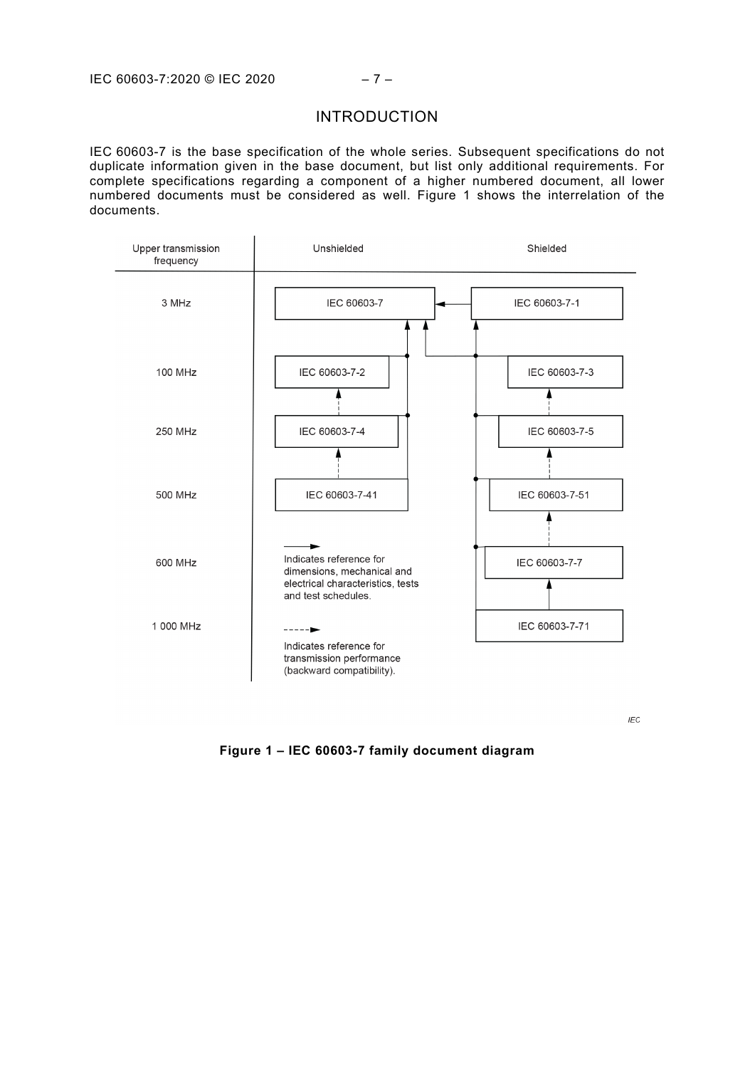# INTRODUCTION

IEC 60603-7 is the base specification of the whole series. Subsequent specifications do not duplicate information given in the base document, but list only additional requirements. For complete specifications regarding a component of a higher numbered document, all lower numbered documents must be considered as well. Figure 1 shows the interrelation of the documents.

| Upper transmission frequency | Unshielded | Shielded |
| --- | --- | --- |
| 3 MHz | IEC 60603-7 | IEC 60603-7-1 |
| 100 MHz | IEC 60603-7-2 | IEC 60603-7-3 |
| 250 MHz | IEC 60603-7-4 | IEC 60603-7-5 |
| 500 MHz | IEC 60603-7-41 | IEC 60603-7-51 |
| 600 MHz | | IEC 60603-7-7 |
| 1 000 MHz | | IEC 60603-7-71 |

Solid arrow: Indicates reference for dimensions, mechanical and electrical characteristics, tests and test schedules.

Dashed arrow: Indicates reference for transmission performance (backward compatibility).

**Figure 1 – IEC 60603-7 family document diagram**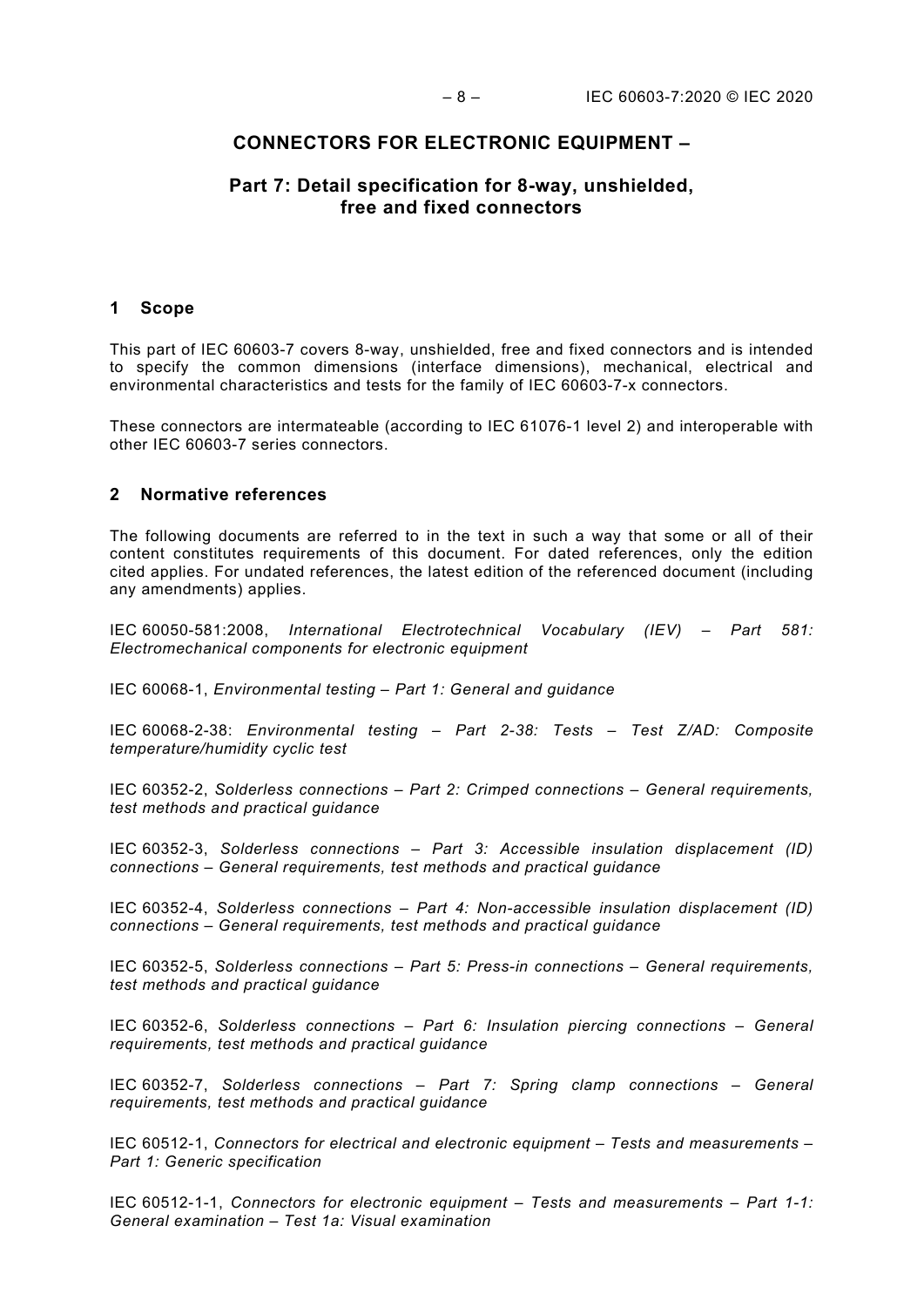# CONNECTORS FOR ELECTRONIC EQUIPMENT –

## Part 7: Detail specification for 8-way, unshielded, free and fixed connectors

## 1 Scope

This part of IEC 60603-7 covers 8-way, unshielded, free and fixed connectors and is intended to specify the common dimensions (interface dimensions), mechanical, electrical and environmental characteristics and tests for the family of IEC 60603-7-x connectors.

These connectors are intermateable (according to IEC 61076-1 level 2) and interoperable with other IEC 60603-7 series connectors.

## 2 Normative references

The following documents are referred to in the text in such a way that some or all of their content constitutes requirements of this document. For dated references, only the edition cited applies. For undated references, the latest edition of the referenced document (including any amendments) applies.

IEC 60050-581:2008, *International Electrotechnical Vocabulary (IEV) – Part 581: Electromechanical components for electronic equipment*

IEC 60068-1, *Environmental testing – Part 1: General and guidance*

IEC 60068-2-38: *Environmental testing – Part 2-38: Tests – Test Z/AD: Composite temperature/humidity cyclic test*

IEC 60352-2, *Solderless connections – Part 2: Crimped connections – General requirements, test methods and practical guidance*

IEC 60352-3, *Solderless connections – Part 3: Accessible insulation displacement (ID) connections – General requirements, test methods and practical guidance*

IEC 60352-4, *Solderless connections – Part 4: Non-accessible insulation displacement (ID) connections – General requirements, test methods and practical guidance*

IEC 60352-5, *Solderless connections – Part 5: Press-in connections – General requirements, test methods and practical guidance*

IEC 60352-6, *Solderless connections – Part 6: Insulation piercing connections – General requirements, test methods and practical guidance*

IEC 60352-7, *Solderless connections – Part 7: Spring clamp connections – General requirements, test methods and practical guidance*

IEC 60512-1, *Connectors for electrical and electronic equipment – Tests and measurements – Part 1: Generic specification*

IEC 60512-1-1, *Connectors for electronic equipment – Tests and measurements – Part 1-1: General examination – Test 1a: Visual examination*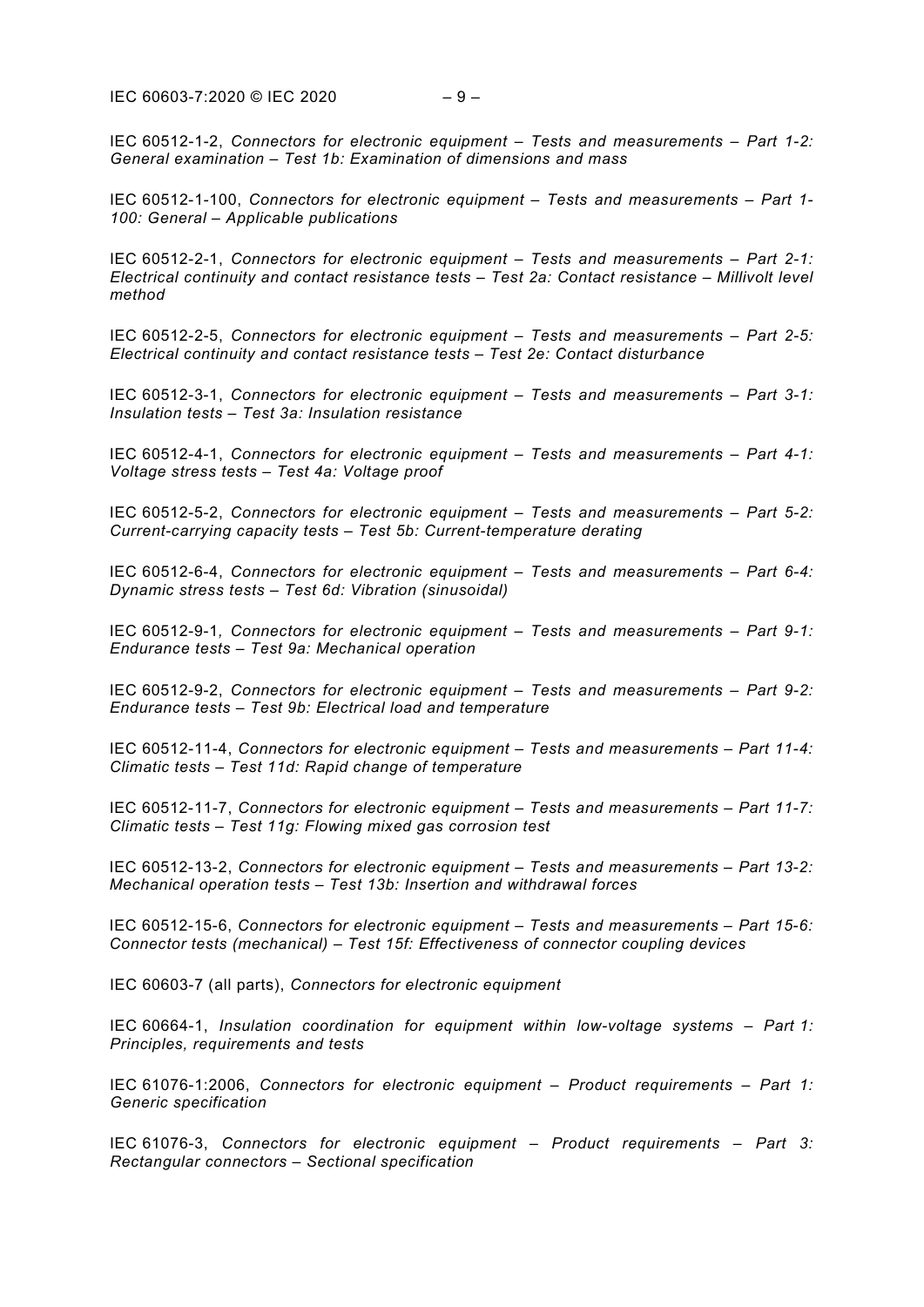IEC 60512-1-2, *Connectors for electronic equipment – Tests and measurements – Part 1-2: General examination – Test 1b: Examination of dimensions and mass*

IEC 60512-1-100, *Connectors for electronic equipment – Tests and measurements – Part 1-100: General – Applicable publications*

IEC 60512-2-1, *Connectors for electronic equipment – Tests and measurements – Part 2-1: Electrical continuity and contact resistance tests – Test 2a: Contact resistance – Millivolt level method*

IEC 60512-2-5, *Connectors for electronic equipment – Tests and measurements – Part 2-5: Electrical continuity and contact resistance tests – Test 2e: Contact disturbance*

IEC 60512-3-1, *Connectors for electronic equipment – Tests and measurements – Part 3-1: Insulation tests – Test 3a: Insulation resistance*

IEC 60512-4-1, *Connectors for electronic equipment – Tests and measurements – Part 4-1: Voltage stress tests – Test 4a: Voltage proof*

IEC 60512-5-2, *Connectors for electronic equipment – Tests and measurements – Part 5-2: Current-carrying capacity tests – Test 5b: Current-temperature derating*

IEC 60512-6-4, *Connectors for electronic equipment – Tests and measurements – Part 6-4: Dynamic stress tests – Test 6d: Vibration (sinusoidal)*

IEC 60512-9-1, *Connectors for electronic equipment – Tests and measurements – Part 9-1: Endurance tests – Test 9a: Mechanical operation*

IEC 60512-9-2, *Connectors for electronic equipment – Tests and measurements – Part 9-2: Endurance tests – Test 9b: Electrical load and temperature*

IEC 60512-11-4, *Connectors for electronic equipment – Tests and measurements – Part 11-4: Climatic tests – Test 11d: Rapid change of temperature*

IEC 60512-11-7, *Connectors for electronic equipment – Tests and measurements – Part 11-7: Climatic tests – Test 11g: Flowing mixed gas corrosion test*

IEC 60512-13-2, *Connectors for electronic equipment – Tests and measurements – Part 13-2: Mechanical operation tests – Test 13b: Insertion and withdrawal forces*

IEC 60512-15-6, *Connectors for electronic equipment – Tests and measurements – Part 15-6: Connector tests (mechanical) – Test 15f: Effectiveness of connector coupling devices*

IEC 60603-7 (all parts), *Connectors for electronic equipment*

IEC 60664-1, *Insulation coordination for equipment within low-voltage systems – Part 1: Principles, requirements and tests*

IEC 61076-1:2006, *Connectors for electronic equipment – Product requirements – Part 1: Generic specification*

IEC 61076-3, *Connectors for electronic equipment – Product requirements – Part 3: Rectangular connectors – Sectional specification*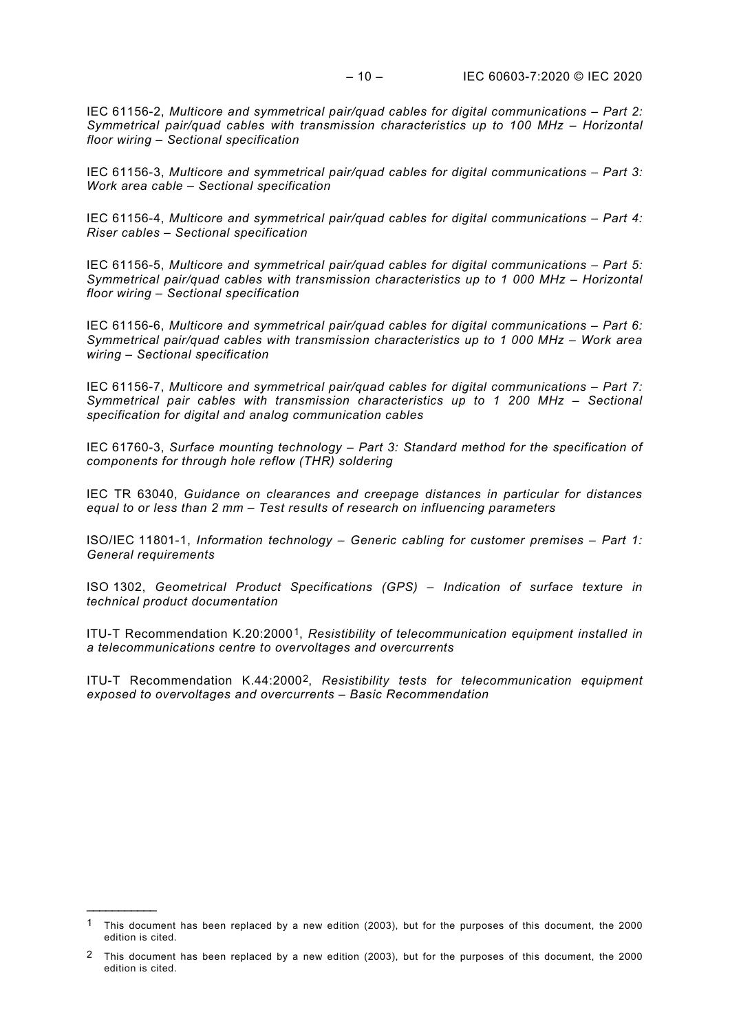IEC 61156-2, *Multicore and symmetrical pair/quad cables for digital communications – Part 2: Symmetrical pair/quad cables with transmission characteristics up to 100 MHz – Horizontal floor wiring – Sectional specification*

IEC 61156-3, *Multicore and symmetrical pair/quad cables for digital communications – Part 3: Work area cable – Sectional specification*

IEC 61156-4, *Multicore and symmetrical pair/quad cables for digital communications – Part 4: Riser cables – Sectional specification*

IEC 61156-5, *Multicore and symmetrical pair/quad cables for digital communications – Part 5: Symmetrical pair/quad cables with transmission characteristics up to 1 000 MHz – Horizontal floor wiring – Sectional specification*

IEC 61156-6, *Multicore and symmetrical pair/quad cables for digital communications – Part 6: Symmetrical pair/quad cables with transmission characteristics up to 1 000 MHz – Work area wiring – Sectional specification*

IEC 61156-7, *Multicore and symmetrical pair/quad cables for digital communications – Part 7: Symmetrical pair cables with transmission characteristics up to 1 200 MHz – Sectional specification for digital and analog communication cables*

IEC 61760-3, *Surface mounting technology – Part 3: Standard method for the specification of components for through hole reflow (THR) soldering*

IEC TR 63040, *Guidance on clearances and creepage distances in particular for distances equal to or less than 2 mm – Test results of research on influencing parameters*

ISO/IEC 11801-1, *Information technology – Generic cabling for customer premises – Part 1: General requirements*

ISO 1302, *Geometrical Product Specifications (GPS) – Indication of surface texture in technical product documentation*

ITU-T Recommendation K.20:2000[1], *Resistibility of telecommunication equipment installed in a telecommunications centre to overvoltages and overcurrents*

ITU-T Recommendation K.44:2000[2], *Resistibility tests for telecommunication equipment exposed to overvoltages and overcurrents – Basic Recommendation*

---

[1] This document has been replaced by a new edition (2003), but for the purposes of this document, the 2000 edition is cited.

[2] This document has been replaced by a new edition (2003), but for the purposes of this document, the 2000 edition is cited.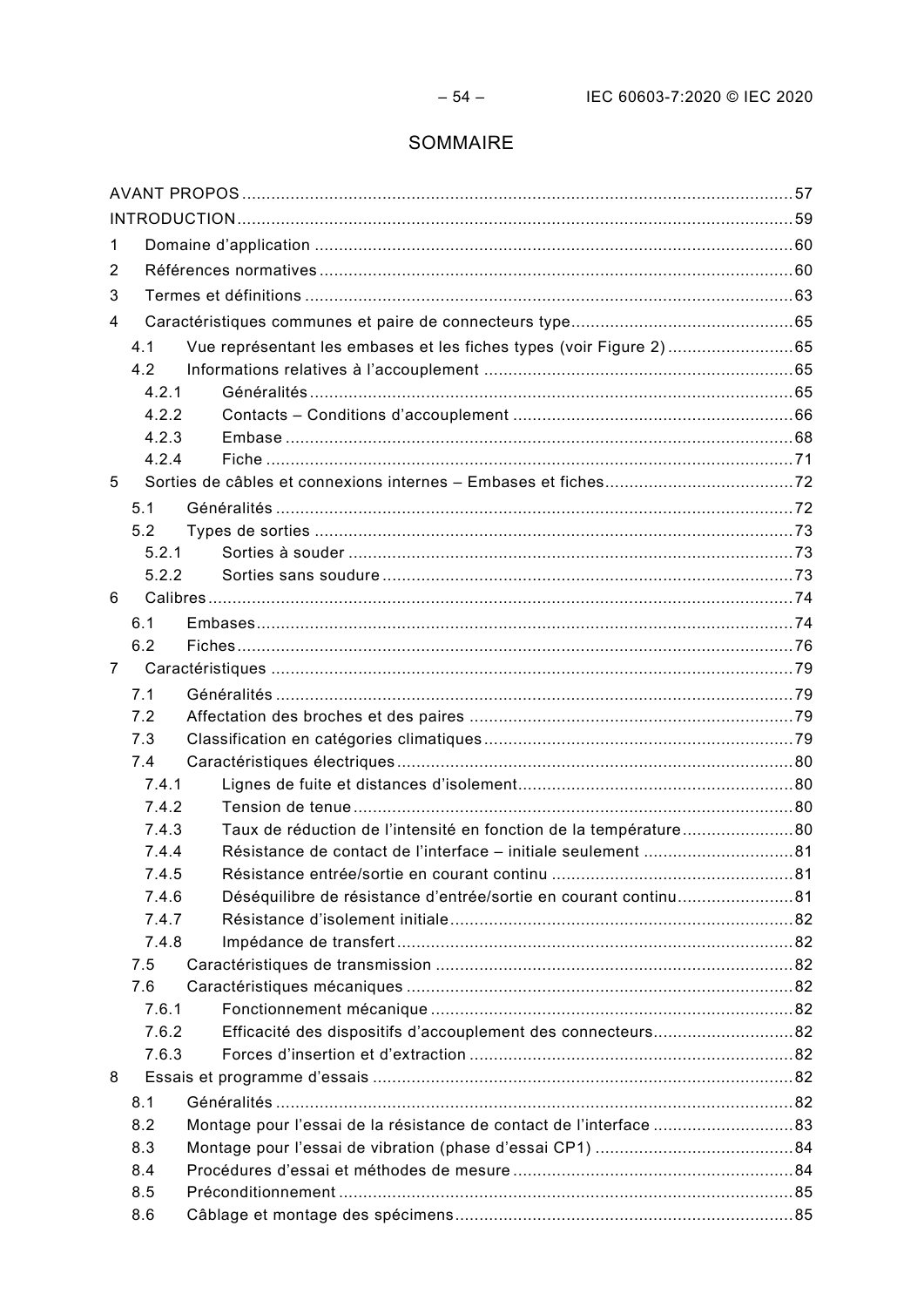# SOMMAIRE

AVANT PROPOS ... 57
INTRODUCTION ... 59
1 Domaine d'application ... 60
2 Références normatives ... 60
3 Termes et définitions ... 63
4 Caractéristiques communes et paire de connecteurs type ... 65
 4.1 Vue représentant les embases et les fiches types (voir Figure 2) ... 65
 4.2 Informations relatives à l'accouplement ... 65
  4.2.1 Généralités ... 65
  4.2.2 Contacts – Conditions d'accouplement ... 66
  4.2.3 Embase ... 68
  4.2.4 Fiche ... 71
5 Sorties de câbles et connexions internes – Embases et fiches ... 72
 5.1 Généralités ... 72
 5.2 Types de sorties ... 73
  5.2.1 Sorties à souder ... 73
  5.2.2 Sorties sans soudure ... 73
6 Calibres ... 74
 6.1 Embases ... 74
 6.2 Fiches ... 76
7 Caractéristiques ... 79
 7.1 Généralités ... 79
 7.2 Affectation des broches et des paires ... 79
 7.3 Classification en catégories climatiques ... 79
 7.4 Caractéristiques électriques ... 80
  7.4.1 Lignes de fuite et distances d'isolement ... 80
  7.4.2 Tension de tenue ... 80
  7.4.3 Taux de réduction de l'intensité en fonction de la température ... 80
  7.4.4 Résistance de contact de l'interface – initiale seulement ... 81
  7.4.5 Résistance entrée/sortie en courant continu ... 81
  7.4.6 Déséquilibre de résistance d'entrée/sortie en courant continu ... 81
  7.4.7 Résistance d'isolement initiale ... 82
  7.4.8 Impédance de transfert ... 82
 7.5 Caractéristiques de transmission ... 82
 7.6 Caractéristiques mécaniques ... 82
  7.6.1 Fonctionnement mécanique ... 82
  7.6.2 Efficacité des dispositifs d'accouplement des connecteurs ... 82
  7.6.3 Forces d'insertion et d'extraction ... 82
8 Essais et programme d'essais ... 82
 8.1 Généralités ... 82
 8.2 Montage pour l'essai de la résistance de contact de l'interface ... 83
 8.3 Montage pour l'essai de vibration (phase d'essai CP1) ... 84
 8.4 Procédures d'essai et méthodes de mesure ... 84
 8.5 Préconditionnement ... 85
 8.6 Câblage et montage des spécimens ... 85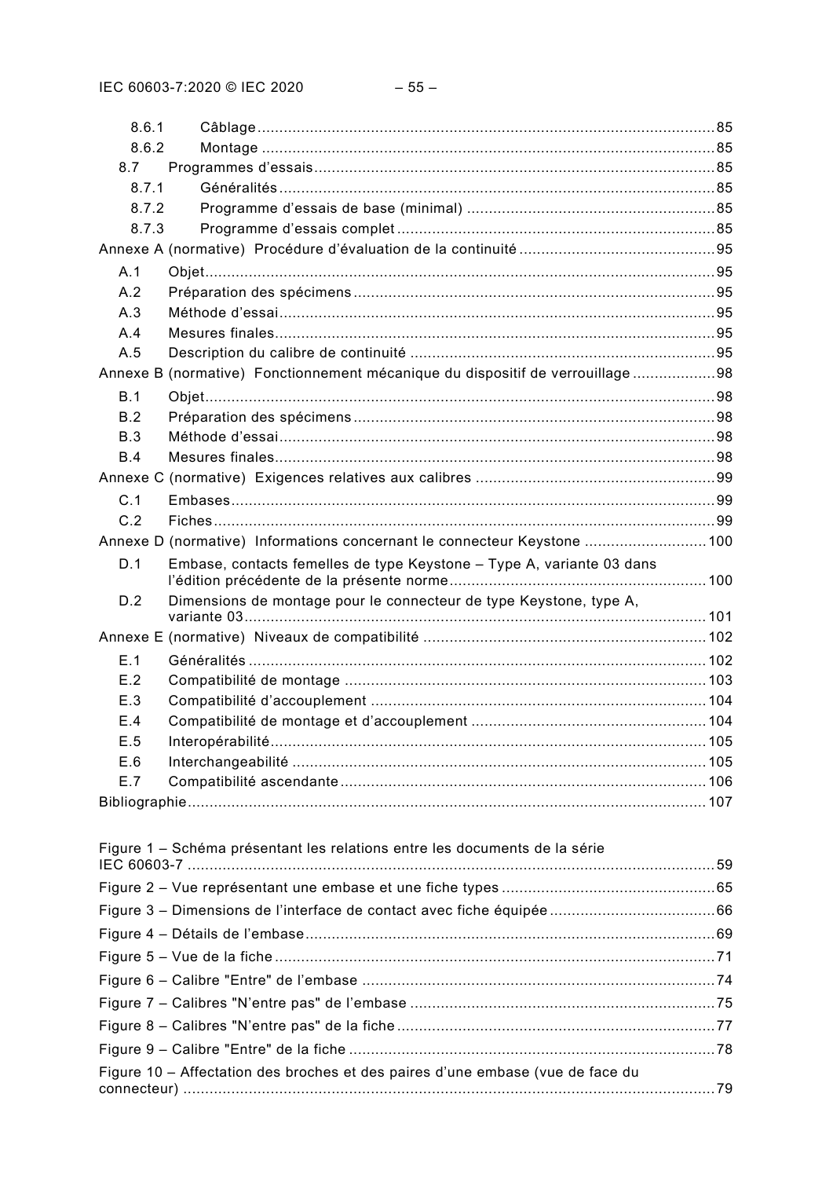8.6.1 Câblage .......... 85
8.6.2 Montage .......... 85
8.7 Programmes d'essais .......... 85
8.7.1 Généralités .......... 85
8.7.2 Programme d'essais de base (minimal) .......... 85
8.7.3 Programme d'essais complet .......... 85
Annexe A (normative) Procédure d'évaluation de la continuité .......... 95
A.1 Objet .......... 95
A.2 Préparation des spécimens .......... 95
A.3 Méthode d'essai .......... 95
A.4 Mesures finales .......... 95
A.5 Description du calibre de continuité .......... 95
Annexe B (normative) Fonctionnement mécanique du dispositif de verrouillage .......... 98
B.1 Objet .......... 98
B.2 Préparation des spécimens .......... 98
B.3 Méthode d'essai .......... 98
B.4 Mesures finales .......... 98
Annexe C (normative) Exigences relatives aux calibres .......... 99
C.1 Embases .......... 99
C.2 Fiches .......... 99
Annexe D (normative) Informations concernant le connecteur Keystone .......... 100
D.1 Embase, contacts femelles de type Keystone – Type A, variante 03 dans l'édition précédente de la présente norme .......... 100
D.2 Dimensions de montage pour le connecteur de type Keystone, type A, variante 03 .......... 101
Annexe E (normative) Niveaux de compatibilité .......... 102
E.1 Généralités .......... 102
E.2 Compatibilité de montage .......... 103
E.3 Compatibilité d'accouplement .......... 104
E.4 Compatibilité de montage et d'accouplement .......... 104
E.5 Interopérabilité .......... 105
E.6 Interchangeabilité .......... 105
E.7 Compatibilité ascendante .......... 106
Bibliographie .......... 107

Figure 1 – Schéma présentant les relations entre les documents de la série IEC 60603-7 .......... 59
Figure 2 – Vue représentant une embase et une fiche types .......... 65
Figure 3 – Dimensions de l'interface de contact avec fiche équipée .......... 66
Figure 4 – Détails de l'embase .......... 69
Figure 5 – Vue de la fiche .......... 71
Figure 6 – Calibre "Entre" de l'embase .......... 74
Figure 7 – Calibres "N'entre pas" de l'embase .......... 75
Figure 8 – Calibres "N'entre pas" de la fiche .......... 77
Figure 9 – Calibre "Entre" de la fiche .......... 78
Figure 10 – Affectation des broches et des paires d'une embase (vue de face du connecteur) .......... 79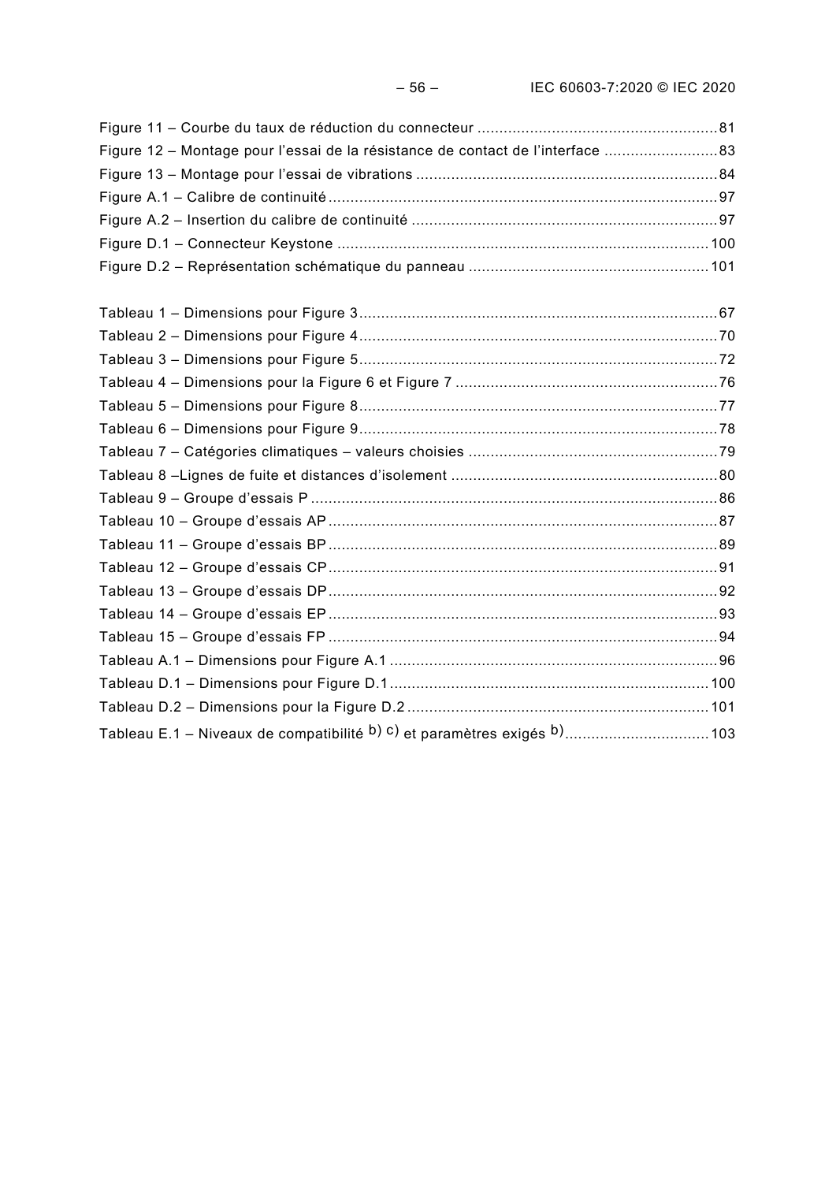Figure 11 – Courbe du taux de réduction du connecteur ....................................................... 81
Figure 12 – Montage pour l'essai de la résistance de contact de l'interface .......................... 83
Figure 13 – Montage pour l'essai de vibrations .................................................................... 84
Figure A.1 – Calibre de continuité ......................................................................................... 97
Figure A.2 – Insertion du calibre de continuité ...................................................................... 97
Figure D.1 – Connecteur Keystone ..................................................................................... 100
Figure D.2 – Représentation schématique du panneau ...................................................... 101

Tableau 1 – Dimensions pour Figure 3 .................................................................................. 67
Tableau 2 – Dimensions pour Figure 4 .................................................................................. 70
Tableau 3 – Dimensions pour Figure 5 .................................................................................. 72
Tableau 4 – Dimensions pour la Figure 6 et Figure 7 ............................................................ 76
Tableau 5 – Dimensions pour Figure 8 .................................................................................. 77
Tableau 6 – Dimensions pour Figure 9 .................................................................................. 78
Tableau 7 – Catégories climatiques – valeurs choisies ......................................................... 79
Tableau 8 –Lignes de fuite et distances d'isolement ............................................................. 80
Tableau 9 – Groupe d'essais P ............................................................................................. 86
Tableau 10 – Groupe d'essais AP ......................................................................................... 87
Tableau 11 – Groupe d'essais BP ......................................................................................... 89
Tableau 12 – Groupe d'essais CP ......................................................................................... 91
Tableau 13 – Groupe d'essais DP ......................................................................................... 92
Tableau 14 – Groupe d'essais EP ......................................................................................... 93
Tableau 15 – Groupe d'essais FP ......................................................................................... 94
Tableau A.1 – Dimensions pour Figure A.1 ........................................................................... 96
Tableau D.1 – Dimensions pour Figure D.1 ......................................................................... 100
Tableau D.2 – Dimensions pour la Figure D.2 ..................................................................... 101
Tableau E.1 – Niveaux de compatibilité b) c) et paramètres exigés b) ................................. 103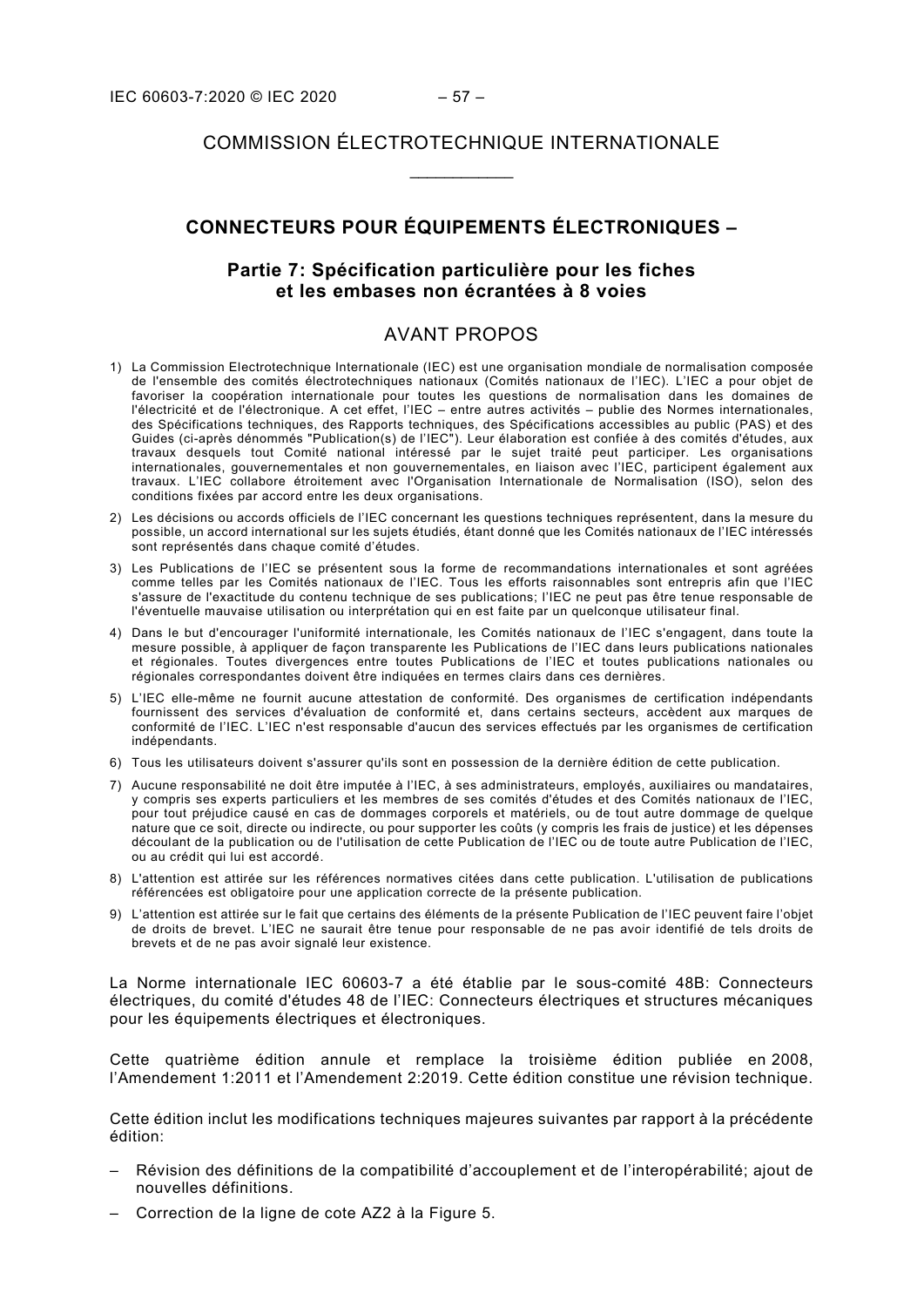COMMISSION ÉLECTROTECHNIQUE INTERNATIONALE

\_\_\_\_\_\_\_\_\_\_\_\_

# CONNECTEURS POUR ÉQUIPEMENTS ÉLECTRONIQUES –

## Partie 7: Spécification particulière pour les fiches et les embases non écrantées à 8 voies

## AVANT PROPOS

1) La Commission Electrotechnique Internationale (IEC) est une organisation mondiale de normalisation composée de l'ensemble des comités électrotechniques nationaux (Comités nationaux de l'IEC). L'IEC a pour objet de favoriser la coopération internationale pour toutes les questions de normalisation dans les domaines de l'électricité et de l'électronique. A cet effet, l'IEC – entre autres activités – publie des Normes internationales, des Spécifications techniques, des Rapports techniques, des Spécifications accessibles au public (PAS) et des Guides (ci-après dénommés "Publication(s) de l'IEC"). Leur élaboration est confiée à des comités d'études, aux travaux desquels tout Comité national intéressé par le sujet traité peut participer. Les organisations internationales, gouvernementales et non gouvernementales, en liaison avec l'IEC, participent également aux travaux. L'IEC collabore étroitement avec l'Organisation Internationale de Normalisation (ISO), selon des conditions fixées par accord entre les deux organisations.
2) Les décisions ou accords officiels de l'IEC concernant les questions techniques représentent, dans la mesure du possible, un accord international sur les sujets étudiés, étant donné que les Comités nationaux de l'IEC intéressés sont représentés dans chaque comité d'études.
3) Les Publications de l'IEC se présentent sous la forme de recommandations internationales et sont agréées comme telles par les Comités nationaux de l'IEC. Tous les efforts raisonnables sont entrepris afin que l'IEC s'assure de l'exactitude du contenu technique de ses publications; l'IEC ne peut pas être tenue responsable de l'éventuelle mauvaise utilisation ou interprétation qui en est faite par un quelconque utilisateur final.
4) Dans le but d'encourager l'uniformité internationale, les Comités nationaux de l'IEC s'engagent, dans toute la mesure possible, à appliquer de façon transparente les Publications de l'IEC dans leurs publications nationales et régionales. Toutes divergences entre toutes Publications de l'IEC et toutes publications nationales ou régionales correspondantes doivent être indiquées en termes clairs dans ces dernières.
5) L'IEC elle-même ne fournit aucune attestation de conformité. Des organismes de certification indépendants fournissent des services d'évaluation de conformité et, dans certains secteurs, accèdent aux marques de conformité de l'IEC. L'IEC n'est responsable d'aucun des services effectués par les organismes de certification indépendants.
6) Tous les utilisateurs doivent s'assurer qu'ils sont en possession de la dernière édition de cette publication.
7) Aucune responsabilité ne doit être imputée à l'IEC, à ses administrateurs, employés, auxiliaires ou mandataires, y compris ses experts particuliers et les membres de ses comités d'études et des Comités nationaux de l'IEC, pour tout préjudice causé en cas de dommages corporels et matériels, ou de tout autre dommage de quelque nature que ce soit, directe ou indirecte, ou pour supporter les coûts (y compris les frais de justice) et les dépenses découlant de la publication ou de l'utilisation de cette Publication de l'IEC ou de toute autre Publication de l'IEC, ou au crédit qui lui est accordé.
8) L'attention est attirée sur les références normatives citées dans cette publication. L'utilisation de publications référencées est obligatoire pour une application correcte de la présente publication.
9) L'attention est attirée sur le fait que certains des éléments de la présente Publication de l'IEC peuvent faire l'objet de droits de brevet. L'IEC ne saurait être tenue pour responsable de ne pas avoir identifié de tels droits de brevets et de ne pas avoir signalé leur existence.

La Norme internationale IEC 60603-7 a été établie par le sous-comité 48B: Connecteurs électriques, du comité d'études 48 de l'IEC: Connecteurs électriques et structures mécaniques pour les équipements électriques et électroniques.

Cette quatrième édition annule et remplace la troisième édition publiée en 2008, l'Amendement 1:2011 et l'Amendement 2:2019. Cette édition constitue une révision technique.

Cette édition inclut les modifications techniques majeures suivantes par rapport à la précédente édition:

– Révision des définitions de la compatibilité d'accouplement et de l'interopérabilité; ajout de nouvelles définitions.
– Correction de la ligne de cote AZ2 à la Figure 5.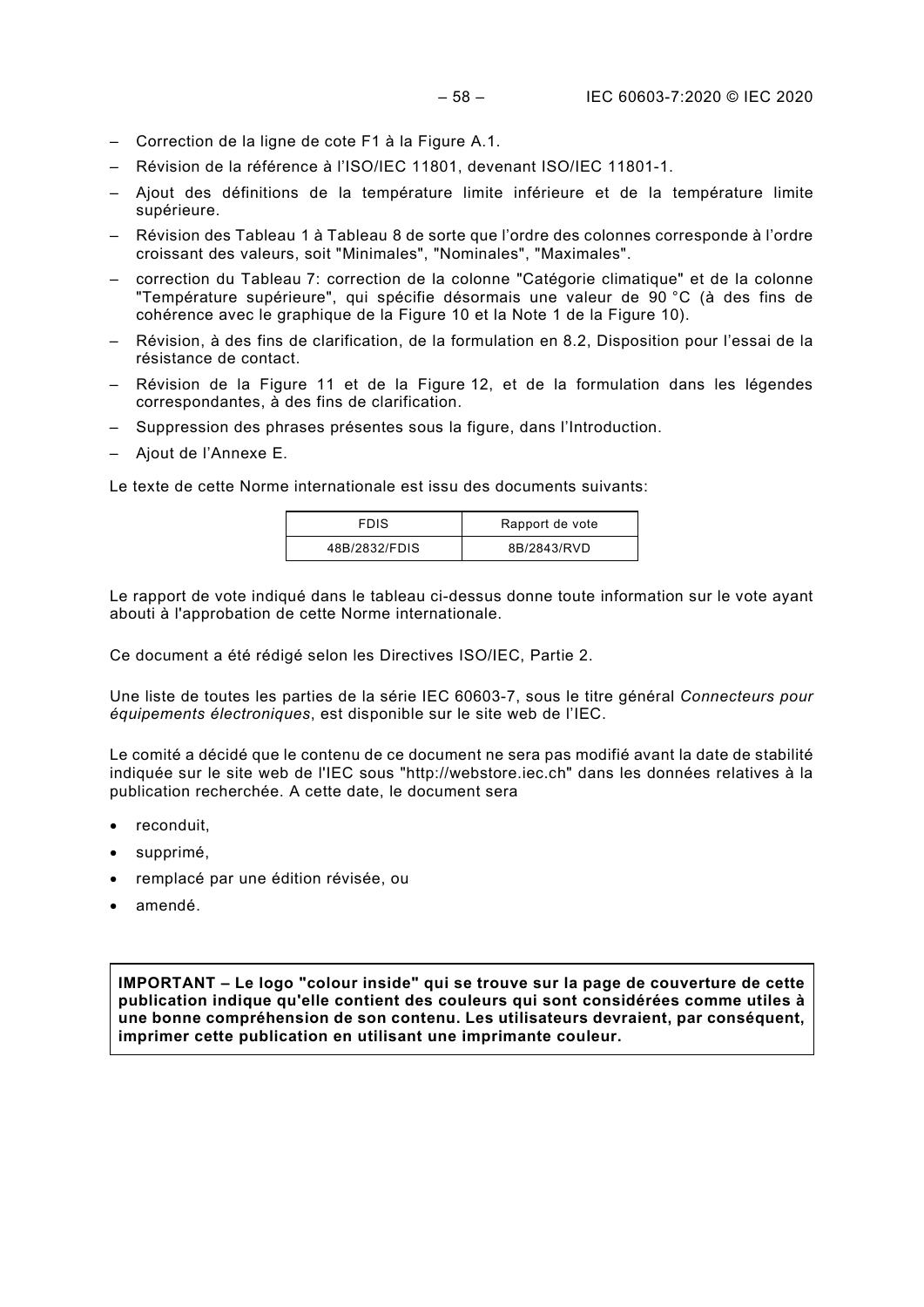– Correction de la ligne de cote F1 à la Figure A.1.
– Révision de la référence à l'ISO/IEC 11801, devenant ISO/IEC 11801-1.
– Ajout des définitions de la température limite inférieure et de la température limite supérieure.
– Révision des Tableau 1 à Tableau 8 de sorte que l'ordre des colonnes corresponde à l'ordre croissant des valeurs, soit "Minimales", "Nominales", "Maximales".
– correction du Tableau 7: correction de la colonne "Catégorie climatique" et de la colonne "Température supérieure", qui spécifie désormais une valeur de 90 °C (à des fins de cohérence avec le graphique de la Figure 10 et la Note 1 de la Figure 10).
– Révision, à des fins de clarification, de la formulation en 8.2, Disposition pour l'essai de la résistance de contact.
– Révision de la Figure 11 et de la Figure 12, et de la formulation dans les légendes correspondantes, à des fins de clarification.
– Suppression des phrases présentes sous la figure, dans l'Introduction.
– Ajout de l'Annexe E.

Le texte de cette Norme internationale est issu des documents suivants:

| FDIS | Rapport de vote |
|---|---|
| 48B/2832/FDIS | 8B/2843/RVD |

Le rapport de vote indiqué dans le tableau ci-dessus donne toute information sur le vote ayant abouti à l'approbation de cette Norme internationale.

Ce document a été rédigé selon les Directives ISO/IEC, Partie 2.

Une liste de toutes les parties de la série IEC 60603-7, sous le titre général *Connecteurs pour équipements électroniques*, est disponible sur le site web de l'IEC.

Le comité a décidé que le contenu de ce document ne sera pas modifié avant la date de stabilité indiquée sur le site web de l'IEC sous "http://webstore.iec.ch" dans les données relatives à la publication recherchée. A cette date, le document sera

- reconduit,
- supprimé,
- remplacé par une édition révisée, ou
- amendé.

**IMPORTANT – Le logo "colour inside" qui se trouve sur la page de couverture de cette publication indique qu'elle contient des couleurs qui sont considérées comme utiles à une bonne compréhension de son contenu. Les utilisateurs devraient, par conséquent, imprimer cette publication en utilisant une imprimante couleur.**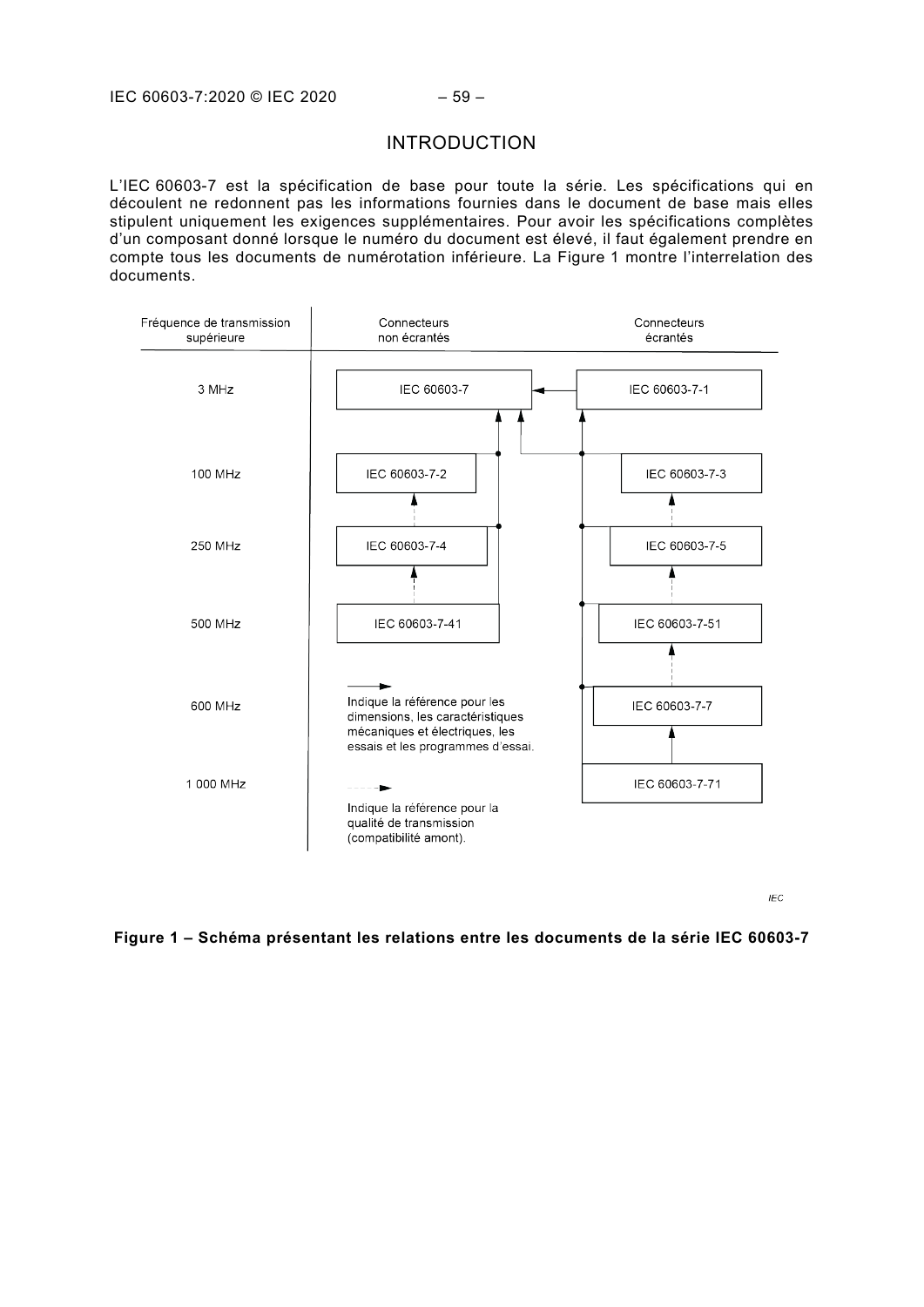# INTRODUCTION

L'IEC 60603-7 est la spécification de base pour toute la série. Les spécifications qui en découlent ne redonnent pas les informations fournies dans le document de base mais elles stipulent uniquement les exigences supplémentaires. Pour avoir les spécifications complètes d'un composant donné lorsque le numéro du document est élevé, il faut également prendre en compte tous les documents de numérotation inférieure. La Figure 1 montre l'interrelation des documents.

| Fréquence de transmission supérieure | Connecteurs non écrantés | Connecteurs écrantés |
| --- | --- | --- |
| 3 MHz | IEC 60603-7 | IEC 60603-7-1 |
| 100 MHz | IEC 60603-7-2 | IEC 60603-7-3 |
| 250 MHz | IEC 60603-7-4 | IEC 60603-7-5 |
| 500 MHz | IEC 60603-7-41 | IEC 60603-7-51 |
| 600 MHz | | IEC 60603-7-7 |
| 1 000 MHz | | IEC 60603-7-71 |

→ (flèche pleine) Indique la référence pour les dimensions, les caractéristiques mécaniques et électriques, les essais et les programmes d'essai.

⇢ (flèche en pointillés) Indique la référence pour la qualité de transmission (compatibilité amont).

**Figure 1 – Schéma présentant les relations entre les documents de la série IEC 60603-7**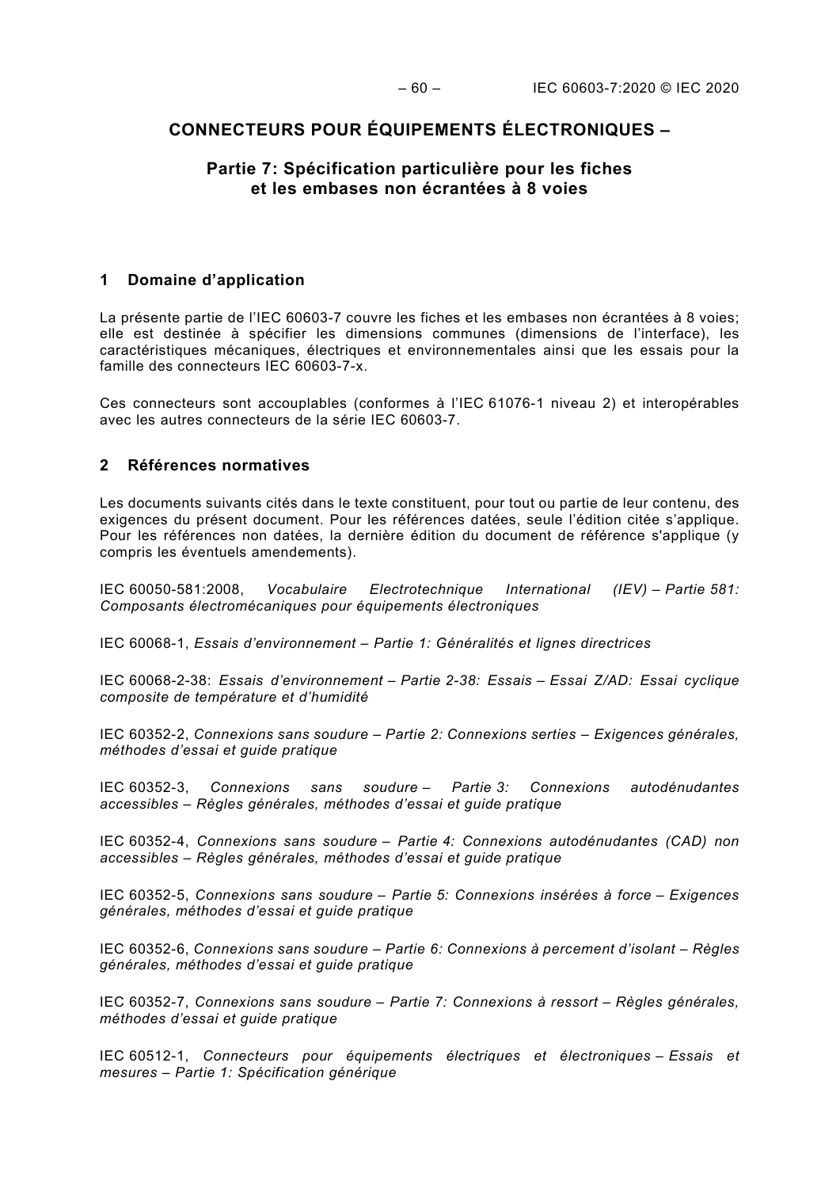# CONNECTEURS POUR ÉQUIPEMENTS ÉLECTRONIQUES –

## Partie 7: Spécification particulière pour les fiches et les embases non écrantées à 8 voies

## 1 Domaine d'application

La présente partie de l'IEC 60603-7 couvre les fiches et les embases non écrantées à 8 voies; elle est destinée à spécifier les dimensions communes (dimensions de l'interface), les caractéristiques mécaniques, électriques et environnementales ainsi que les essais pour la famille des connecteurs IEC 60603-7-x.

Ces connecteurs sont accouplables (conformes à l'IEC 61076-1 niveau 2) et interopérables avec les autres connecteurs de la série IEC 60603-7.

## 2 Références normatives

Les documents suivants cités dans le texte constituent, pour tout ou partie de leur contenu, des exigences du présent document. Pour les références datées, seule l'édition citée s'applique. Pour les références non datées, la dernière édition du document de référence s'applique (y compris les éventuels amendements).

IEC 60050-581:2008, *Vocabulaire Electrotechnique International (IEV) – Partie 581: Composants électromécaniques pour équipements électroniques*

IEC 60068-1, *Essais d'environnement – Partie 1: Généralités et lignes directrices*

IEC 60068-2-38: *Essais d'environnement – Partie 2-38: Essais – Essai Z/AD: Essai cyclique composite de température et d'humidité*

IEC 60352-2, *Connexions sans soudure – Partie 2: Connexions serties – Exigences générales, méthodes d'essai et guide pratique*

IEC 60352-3, *Connexions sans soudure – Partie 3: Connexions autodénudantes accessibles – Règles générales, méthodes d'essai et guide pratique*

IEC 60352-4, *Connexions sans soudure – Partie 4: Connexions autodénudantes (CAD) non accessibles – Règles générales, méthodes d'essai et guide pratique*

IEC 60352-5, *Connexions sans soudure – Partie 5: Connexions insérées à force – Exigences générales, méthodes d'essai et guide pratique*

IEC 60352-6, *Connexions sans soudure – Partie 6: Connexions à percement d'isolant – Règles générales, méthodes d'essai et guide pratique*

IEC 60352-7, *Connexions sans soudure – Partie 7: Connexions à ressort – Règles générales, méthodes d'essai et guide pratique*

IEC 60512-1, *Connecteurs pour équipements électriques et électroniques – Essais et mesures – Partie 1: Spécification générique*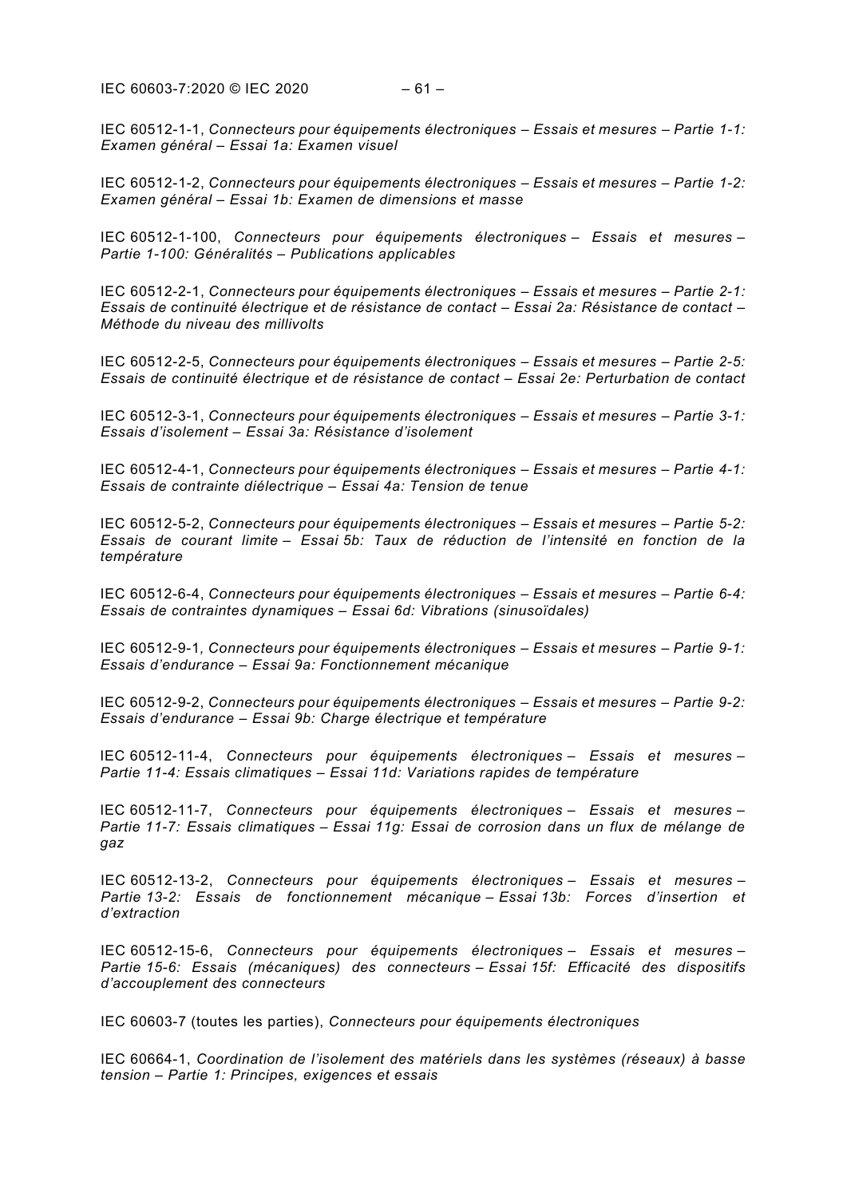IEC 60512-1-1, *Connecteurs pour équipements électroniques – Essais et mesures – Partie 1-1: Examen général – Essai 1a: Examen visuel*

IEC 60512-1-2, *Connecteurs pour équipements électroniques – Essais et mesures – Partie 1-2: Examen général – Essai 1b: Examen de dimensions et masse*

IEC 60512-1-100, *Connecteurs pour équipements électroniques – Essais et mesures – Partie 1-100: Généralités – Publications applicables*

IEC 60512-2-1, *Connecteurs pour équipements électroniques – Essais et mesures – Partie 2-1: Essais de continuité électrique et de résistance de contact – Essai 2a: Résistance de contact – Méthode du niveau des millivolts*

IEC 60512-2-5, *Connecteurs pour équipements électroniques – Essais et mesures – Partie 2-5: Essais de continuité électrique et de résistance de contact – Essai 2e: Perturbation de contact*

IEC 60512-3-1, *Connecteurs pour équipements électroniques – Essais et mesures – Partie 3-1: Essais d'isolement – Essai 3a: Résistance d'isolement*

IEC 60512-4-1, *Connecteurs pour équipements électroniques – Essais et mesures – Partie 4-1: Essais de contrainte diélectrique – Essai 4a: Tension de tenue*

IEC 60512-5-2, *Connecteurs pour équipements électroniques – Essais et mesures – Partie 5-2: Essais de courant limite – Essai 5b: Taux de réduction de l'intensité en fonction de la température*

IEC 60512-6-4, *Connecteurs pour équipements électroniques – Essais et mesures – Partie 6-4: Essais de contraintes dynamiques – Essai 6d: Vibrations (sinusoïdales)*

IEC 60512-9-1*, Connecteurs pour équipements électroniques – Essais et mesures – Partie 9-1: Essais d'endurance – Essai 9a: Fonctionnement mécanique*

IEC 60512-9-2, *Connecteurs pour équipements électroniques – Essais et mesures – Partie 9-2: Essais d'endurance – Essai 9b: Charge électrique et température*

IEC 60512-11-4, *Connecteurs pour équipements électroniques – Essais et mesures – Partie 11-4: Essais climatiques – Essai 11d: Variations rapides de température*

IEC 60512-11-7, *Connecteurs pour équipements électroniques – Essais et mesures – Partie 11-7: Essais climatiques – Essai 11g: Essai de corrosion dans un flux de mélange de gaz*

IEC 60512-13-2, *Connecteurs pour équipements électroniques – Essais et mesures – Partie 13-2: Essais de fonctionnement mécanique – Essai 13b: Forces d'insertion et d'extraction*

IEC 60512-15-6, *Connecteurs pour équipements électroniques – Essais et mesures – Partie 15-6: Essais (mécaniques) des connecteurs – Essai 15f: Efficacité des dispositifs d'accouplement des connecteurs*

IEC 60603-7 (toutes les parties), *Connecteurs pour équipements électroniques*

IEC 60664-1, *Coordination de l'isolement des matériels dans les systèmes (réseaux) à basse tension – Partie 1: Principes, exigences et essais*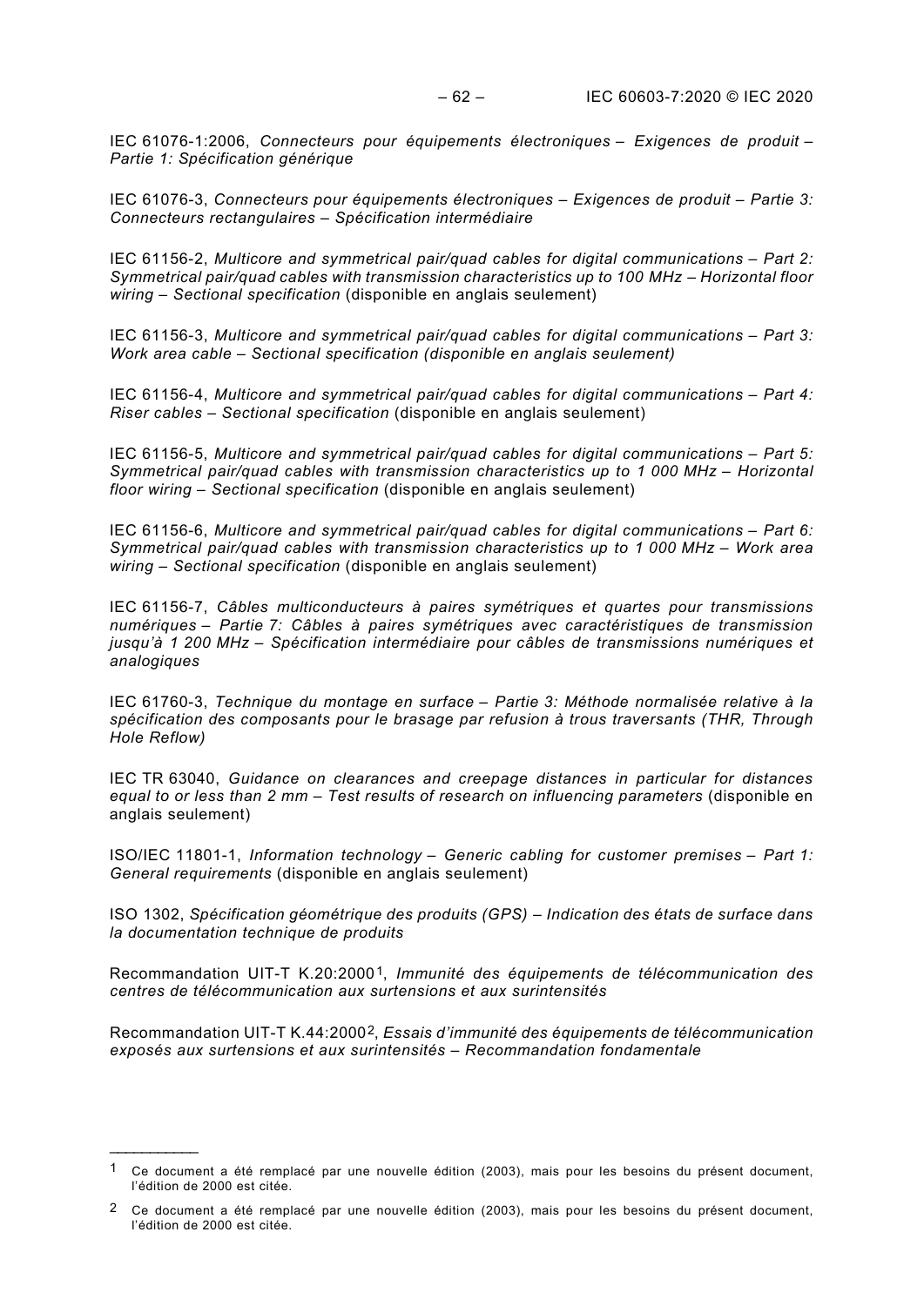IEC 61076-1:2006, *Connecteurs pour équipements électroniques – Exigences de produit – Partie 1: Spécification générique*

IEC 61076-3, *Connecteurs pour équipements électroniques – Exigences de produit – Partie 3: Connecteurs rectangulaires – Spécification intermédiaire*

IEC 61156-2, *Multicore and symmetrical pair/quad cables for digital communications – Part 2: Symmetrical pair/quad cables with transmission characteristics up to 100 MHz – Horizontal floor wiring – Sectional specification* (disponible en anglais seulement)

IEC 61156-3, *Multicore and symmetrical pair/quad cables for digital communications – Part 3: Work area cable – Sectional specification (disponible en anglais seulement)*

IEC 61156-4, *Multicore and symmetrical pair/quad cables for digital communications – Part 4: Riser cables – Sectional specification* (disponible en anglais seulement)

IEC 61156-5, *Multicore and symmetrical pair/quad cables for digital communications – Part 5: Symmetrical pair/quad cables with transmission characteristics up to 1 000 MHz – Horizontal floor wiring – Sectional specification* (disponible en anglais seulement)

IEC 61156-6, *Multicore and symmetrical pair/quad cables for digital communications – Part 6: Symmetrical pair/quad cables with transmission characteristics up to 1 000 MHz – Work area wiring – Sectional specification* (disponible en anglais seulement)

IEC 61156-7, *Câbles multiconducteurs à paires symétriques et quartes pour transmissions numériques – Partie 7: Câbles à paires symétriques avec caractéristiques de transmission jusqu'à 1 200 MHz – Spécification intermédiaire pour câbles de transmissions numériques et analogiques*

IEC 61760-3, *Technique du montage en surface – Partie 3: Méthode normalisée relative à la spécification des composants pour le brasage par refusion à trous traversants (THR, Through Hole Reflow)*

IEC TR 63040, *Guidance on clearances and creepage distances in particular for distances equal to or less than 2 mm – Test results of research on influencing parameters* (disponible en anglais seulement)

ISO/IEC 11801-1, *Information technology – Generic cabling for customer premises – Part 1: General requirements* (disponible en anglais seulement)

ISO 1302, *Spécification géométrique des produits (GPS) – Indication des états de surface dans la documentation technique de produits*

Recommandation UIT-T K.20:2000[1], *Immunité des équipements de télécommunication des centres de télécommunication aux surtensions et aux surintensités*

Recommandation UIT-T K.44:2000[2], *Essais d'immunité des équipements de télécommunication exposés aux surtensions et aux surintensités – Recommandation fondamentale*

---

[1] Ce document a été remplacé par une nouvelle édition (2003), mais pour les besoins du présent document, l'édition de 2000 est citée.

[2] Ce document a été remplacé par une nouvelle édition (2003), mais pour les besoins du présent document, l'édition de 2000 est citée.